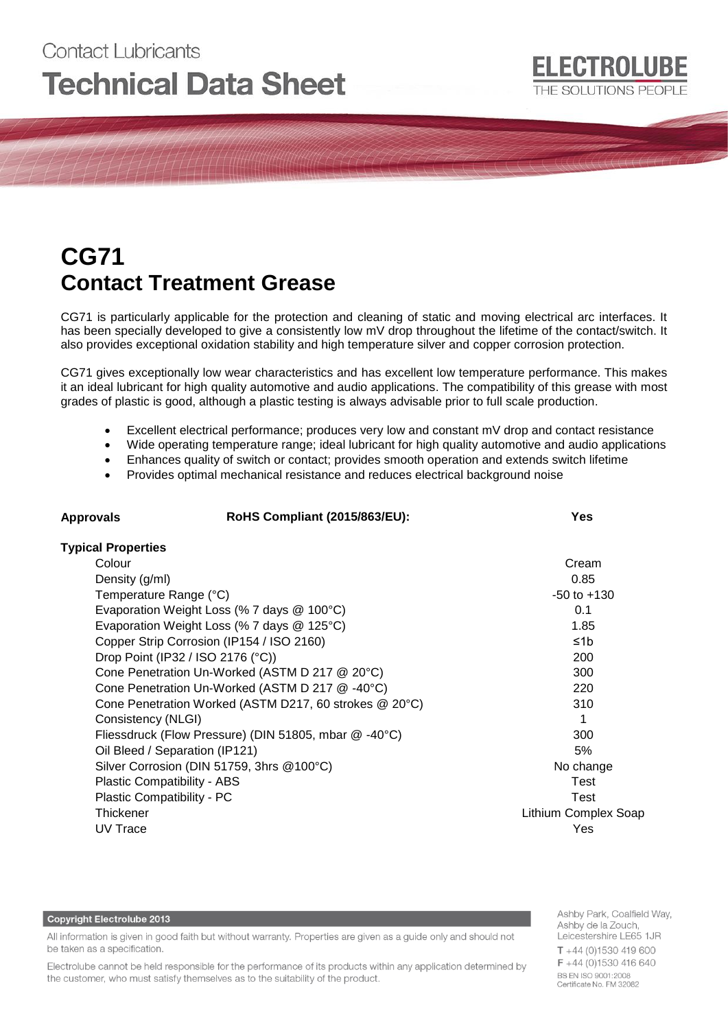Contact Lubricants

# Technical Data Sheet

ELECTROLUBE
THE SOLUTIONS PEOPLE

# CG71
# Contact Treatment Grease

CG71 is particularly applicable for the protection and cleaning of static and moving electrical arc interfaces. It has been specially developed to give a consistently low mV drop throughout the lifetime of the contact/switch. It also provides exceptional oxidation stability and high temperature silver and copper corrosion protection.

CG71 gives exceptionally low wear characteristics and has excellent low temperature performance. This makes it an ideal lubricant for high quality automotive and audio applications. The compatibility of this grease with most grades of plastic is good, although a plastic testing is always advisable prior to full scale production.

- Excellent electrical performance; produces very low and constant mV drop and contact resistance
- Wide operating temperature range; ideal lubricant for high quality automotive and audio applications
- Enhances quality of switch or contact; provides smooth operation and extends switch lifetime
- Provides optimal mechanical resistance and reduces electrical background noise

**Approvals** **RoHS Compliant (2015/863/EU):** **Yes**

**Typical Properties**

| Property | Value |
|---|---|
| Colour | Cream |
| Density (g/ml) | 0.85 |
| Temperature Range (°C) | -50 to +130 |
| Evaporation Weight Loss (% 7 days @ 100°C) | 0.1 |
| Evaporation Weight Loss (% 7 days @ 125°C) | 1.85 |
| Copper Strip Corrosion (IP154 / ISO 2160) | ≤1b |
| Drop Point (IP32 / ISO 2176 (°C)) | 200 |
| Cone Penetration Un-Worked (ASTM D 217 @ 20°C) | 300 |
| Cone Penetration Un-Worked (ASTM D 217 @ -40°C) | 220 |
| Cone Penetration Worked (ASTM D217, 60 strokes @ 20°C) | 310 |
| Consistency (NLGI) | 1 |
| Fliessdruck (Flow Pressure) (DIN 51805, mbar @ -40°C) | 300 |
| Oil Bleed / Separation (IP121) | 5% |
| Silver Corrosion (DIN 51759, 3hrs @100°C) | No change |
| Plastic Compatibility - ABS | Test |
| Plastic Compatibility - PC | Test |
| Thickener | Lithium Complex Soap |
| UV Trace | Yes |

**Copyright Electrolube 2013**

All information is given in good faith but without warranty. Properties are given as a guide only and should not be taken as a specification.

Electrolube cannot be held responsible for the performance of its products within any application determined by the customer, who must satisfy themselves as to the suitability of the product.

Ashby Park, Coalfield Way,
Ashby de la Zouch,
Leicestershire LE65 1JR
T +44 (0)1530 419 600
F +44 (0)1530 416 640
BS EN ISO 9001:2008
Certificate No. FM 32082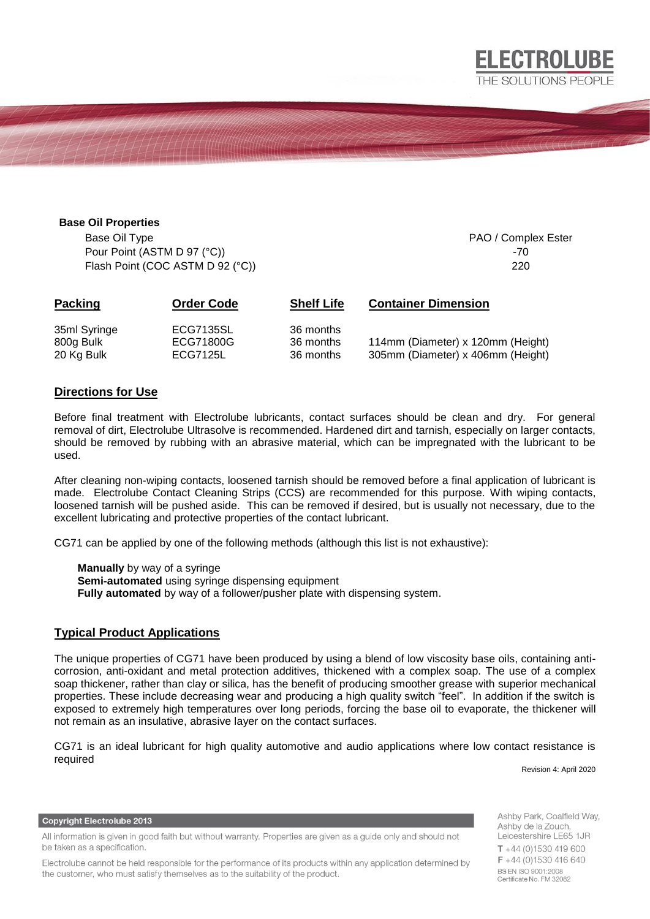**Base Oil Properties**

| | |
|---|---|
| Base Oil Type | PAO / Complex Ester |
| Pour Point (ASTM D 97 (°C)) | -70 |
| Flash Point (COC ASTM D 92 (°C)) | 220 |

| Packing | Order Code | Shelf Life | Container Dimension |
|---|---|---|---|
| 35ml Syringe | ECG7135SL | 36 months | |
| 800g Bulk | ECG71800G | 36 months | 114mm (Diameter) x 120mm (Height) |
| 20 Kg Bulk | ECG7125L | 36 months | 305mm (Diameter) x 406mm (Height) |

## Directions for Use

Before final treatment with Electrolube lubricants, contact surfaces should be clean and dry. For general removal of dirt, Electrolube Ultrasolve is recommended. Hardened dirt and tarnish, especially on larger contacts, should be removed by rubbing with an abrasive material, which can be impregnated with the lubricant to be used.

After cleaning non-wiping contacts, loosened tarnish should be removed before a final application of lubricant is made. Electrolube Contact Cleaning Strips (CCS) are recommended for this purpose. With wiping contacts, loosened tarnish will be pushed aside. This can be removed if desired, but is usually not necessary, due to the excellent lubricating and protective properties of the contact lubricant.

CG71 can be applied by one of the following methods (although this list is not exhaustive):

**Manually** by way of a syringe
**Semi-automated** using syringe dispensing equipment
**Fully automated** by way of a follower/pusher plate with dispensing system.

## Typical Product Applications

The unique properties of CG71 have been produced by using a blend of low viscosity base oils, containing anti-corrosion, anti-oxidant and metal protection additives, thickened with a complex soap. The use of a complex soap thickener, rather than clay or silica, has the benefit of producing smoother grease with superior mechanical properties. These include decreasing wear and producing a high quality switch "feel". In addition if the switch is exposed to extremely high temperatures over long periods, forcing the base oil to evaporate, the thickener will not remain as an insulative, abrasive layer on the contact surfaces.

CG71 is an ideal lubricant for high quality automotive and audio applications where low contact resistance is required

Revision 4: April 2020

**Copyright Electrolube 2013**

All information is given in good faith but without warranty. Properties are given as a guide only and should not be taken as a specification.

Electrolube cannot be held responsible for the performance of its products within any application determined by the customer, who must satisfy themselves as to the suitability of the product.

Ashby Park, Coalfield Way, Ashby de la Zouch, Leicestershire LE65 1JR
T +44 (0)1530 419 600
F +44 (0)1530 416 640
BS EN ISO 9001:2008
Certificate No. FM 32082